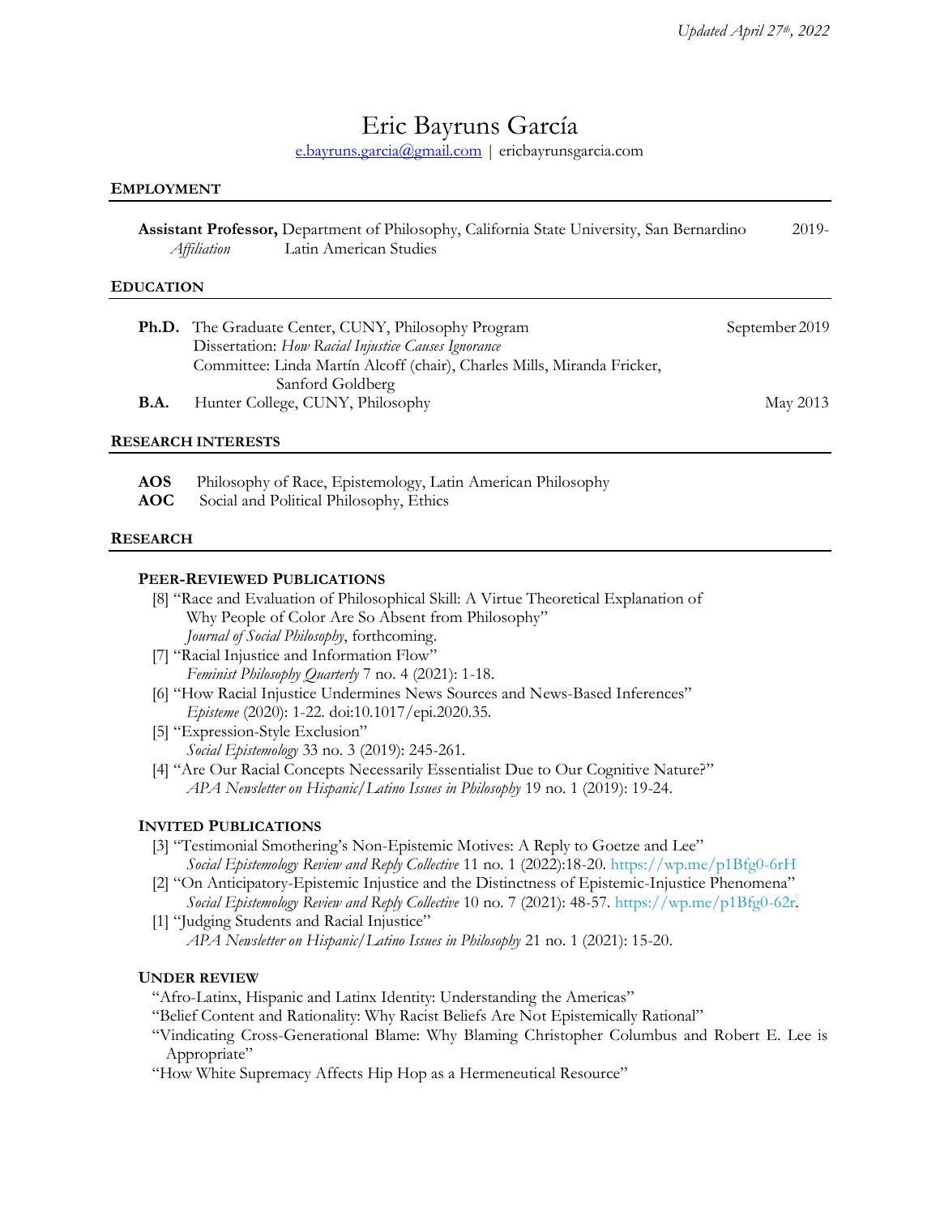*Updated April 27th, 2022*

# Eric Bayruns García

e.bayruns.garcia@gmail.com | ericbayrunsgarcia.com

## EMPLOYMENT

**Assistant Professor,** Department of Philosophy, California State University, San Bernardino — 2019-
*Affiliation* Latin American Studies

## EDUCATION

**Ph.D.** The Graduate Center, CUNY, Philosophy Program — September 2019
Dissertation: *How Racial Injustice Causes Ignorance*
Committee: Linda Martín Alcoff (chair), Charles Mills, Miranda Fricker, Sanford Goldberg

**B.A.** Hunter College, CUNY, Philosophy — May 2013

## RESEARCH INTERESTS

**AOS** Philosophy of Race, Epistemology, Latin American Philosophy
**AOC** Social and Political Philosophy, Ethics

## RESEARCH

### PEER-REVIEWED PUBLICATIONS

[8] "Race and Evaluation of Philosophical Skill: A Virtue Theoretical Explanation of Why People of Color Are So Absent from Philosophy"
*Journal of Social Philosophy*, forthcoming.

[7] "Racial Injustice and Information Flow"
*Feminist Philosophy Quarterly* 7 no. 4 (2021): 1-18.

[6] "How Racial Injustice Undermines News Sources and News-Based Inferences"
*Episteme* (2020): 1-22. doi:10.1017/epi.2020.35.

[5] "Expression-Style Exclusion"
*Social Epistemology* 33 no. 3 (2019): 245-261.

[4] "Are Our Racial Concepts Necessarily Essentialist Due to Our Cognitive Nature?"
*APA Newsletter on Hispanic/Latino Issues in Philosophy* 19 no. 1 (2019): 19-24.

### INVITED PUBLICATIONS

[3] "Testimonial Smothering's Non-Epistemic Motives: A Reply to Goetze and Lee"
*Social Epistemology Review and Reply Collective* 11 no. 1 (2022):18-20. https://wp.me/p1Bfg0-6rH

[2] "On Anticipatory-Epistemic Injustice and the Distinctness of Epistemic-Injustice Phenomena"
*Social Epistemology Review and Reply Collective* 10 no. 7 (2021): 48-57. https://wp.me/p1Bfg0-62r.

[1] "Judging Students and Racial Injustice"
*APA Newsletter on Hispanic/Latino Issues in Philosophy* 21 no. 1 (2021): 15-20.

### UNDER REVIEW

"Afro-Latinx, Hispanic and Latinx Identity: Understanding the Americas"

"Belief Content and Rationality: Why Racist Beliefs Are Not Epistemically Rational"

"Vindicating Cross-Generational Blame: Why Blaming Christopher Columbus and Robert E. Lee is Appropriate"

"How White Supremacy Affects Hip Hop as a Hermeneutical Resource"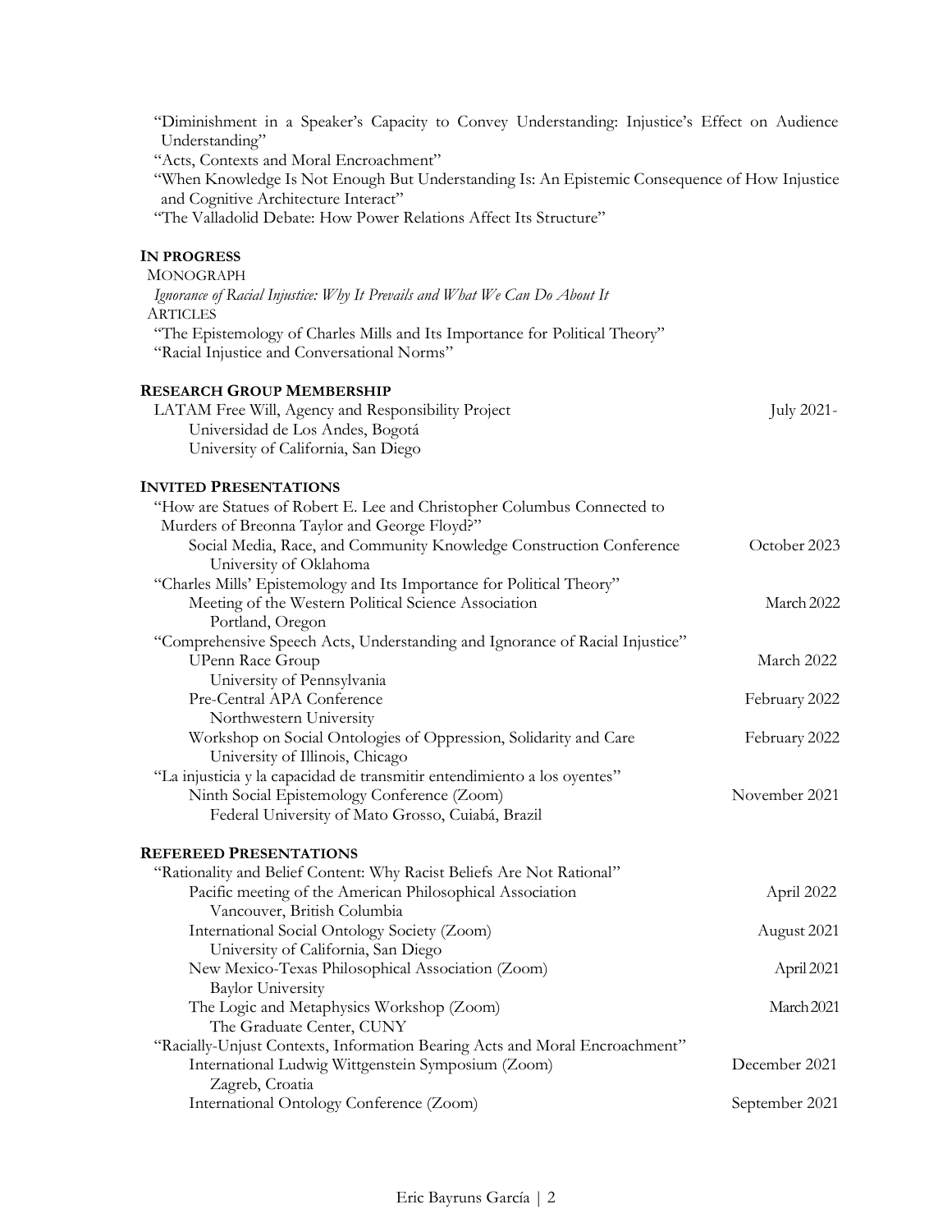"Diminishment in a Speaker's Capacity to Convey Understanding: Injustice's Effect on Audience Understanding"

"Acts, Contexts and Moral Encroachment"

"When Knowledge Is Not Enough But Understanding Is: An Epistemic Consequence of How Injustice and Cognitive Architecture Interact"

"The Valladolid Debate: How Power Relations Affect Its Structure"

## IN PROGRESS

MONOGRAPH

*Ignorance of Racial Injustice: Why It Prevails and What We Can Do About It*

ARTICLES

"The Epistemology of Charles Mills and Its Importance for Political Theory"

"Racial Injustice and Conversational Norms"

## RESEARCH GROUP MEMBERSHIP

LATAM Free Will, Agency and Responsibility Project — July 2021-
- Universidad de Los Andes, Bogotá
- University of California, San Diego

## INVITED PRESENTATIONS

"How are Statues of Robert E. Lee and Christopher Columbus Connected to Murders of Breonna Taylor and George Floyd?"
- Social Media, Race, and Community Knowledge Construction Conference, University of Oklahoma — October 2023

"Charles Mills' Epistemology and Its Importance for Political Theory"
- Meeting of the Western Political Science Association, Portland, Oregon — March 2022

"Comprehensive Speech Acts, Understanding and Ignorance of Racial Injustice"
- UPenn Race Group, University of Pennsylvania — March 2022
- Pre-Central APA Conference, Northwestern University — February 2022
- Workshop on Social Ontologies of Oppression, Solidarity and Care, University of Illinois, Chicago — February 2022

"La injusticia y la capacidad de transmitir entendimiento a los oyentes"
- Ninth Social Epistemology Conference (Zoom), Federal University of Mato Grosso, Cuiabá, Brazil — November 2021

## REFEREED PRESENTATIONS

"Rationality and Belief Content: Why Racist Beliefs Are Not Rational"
- Pacific meeting of the American Philosophical Association, Vancouver, British Columbia — April 2022
- International Social Ontology Society (Zoom), University of California, San Diego — August 2021
- New Mexico-Texas Philosophical Association (Zoom), Baylor University — April 2021
- The Logic and Metaphysics Workshop (Zoom), The Graduate Center, CUNY — March 2021

"Racially-Unjust Contexts, Information Bearing Acts and Moral Encroachment"
- International Ludwig Wittgenstein Symposium (Zoom), Zagreb, Croatia — December 2021
- International Ontology Conference (Zoom) — September 2021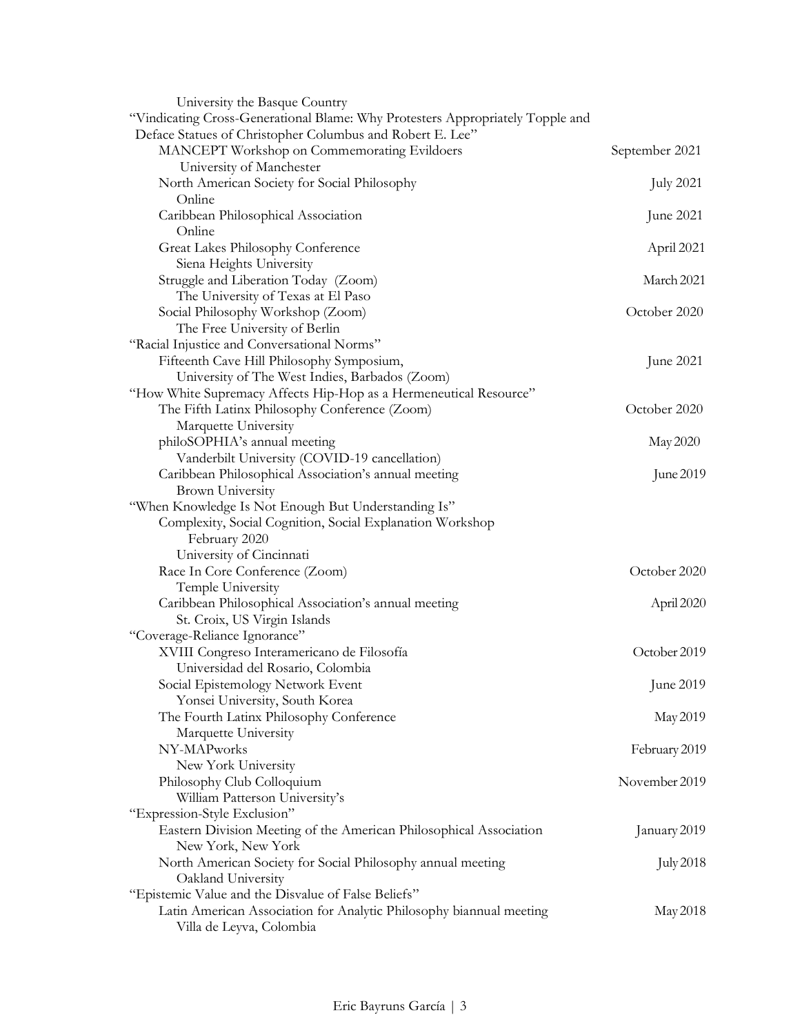University the Basque Country

"Vindicating Cross-Generational Blame: Why Protesters Appropriately Topple and Deface Statues of Christopher Columbus and Robert E. Lee"

- MANCEPT Workshop on Commemorating Evildoers — September 2021
  University of Manchester
- North American Society for Social Philosophy — July 2021
  Online
- Caribbean Philosophical Association — June 2021
  Online
- Great Lakes Philosophy Conference — April 2021
  Siena Heights University
- Struggle and Liberation Today (Zoom) — March 2021
  The University of Texas at El Paso
- Social Philosophy Workshop (Zoom) — October 2020
  The Free University of Berlin

"Racial Injustice and Conversational Norms"

- Fifteenth Cave Hill Philosophy Symposium, — June 2021
  University of The West Indies, Barbados (Zoom)

"How White Supremacy Affects Hip-Hop as a Hermeneutical Resource"

- The Fifth Latinx Philosophy Conference (Zoom) — October 2020
  Marquette University
- philoSOPHIA's annual meeting — May 2020
  Vanderbilt University (COVID-19 cancellation)
- Caribbean Philosophical Association's annual meeting — June 2019
  Brown University

"When Knowledge Is Not Enough But Understanding Is"

- Complexity, Social Cognition, Social Explanation Workshop
  February 2020
  University of Cincinnati
- Race In Core Conference (Zoom) — October 2020
  Temple University
- Caribbean Philosophical Association's annual meeting — April 2020
  St. Croix, US Virgin Islands

"Coverage-Reliance Ignorance"

- XVIII Congreso Interamericano de Filosofía — October 2019
  Universidad del Rosario, Colombia
- Social Epistemology Network Event — June 2019
  Yonsei University, South Korea
- The Fourth Latinx Philosophy Conference — May 2019
  Marquette University
- NY-MAPworks — February 2019
  New York University
- Philosophy Club Colloquium — November 2019
  William Patterson University's

"Expression-Style Exclusion"

- Eastern Division Meeting of the American Philosophical Association — January 2019
  New York, New York
- North American Society for Social Philosophy annual meeting — July 2018
  Oakland University

"Epistemic Value and the Disvalue of False Beliefs"

- Latin American Association for Analytic Philosophy biannual meeting — May 2018
  Villa de Leyva, Colombia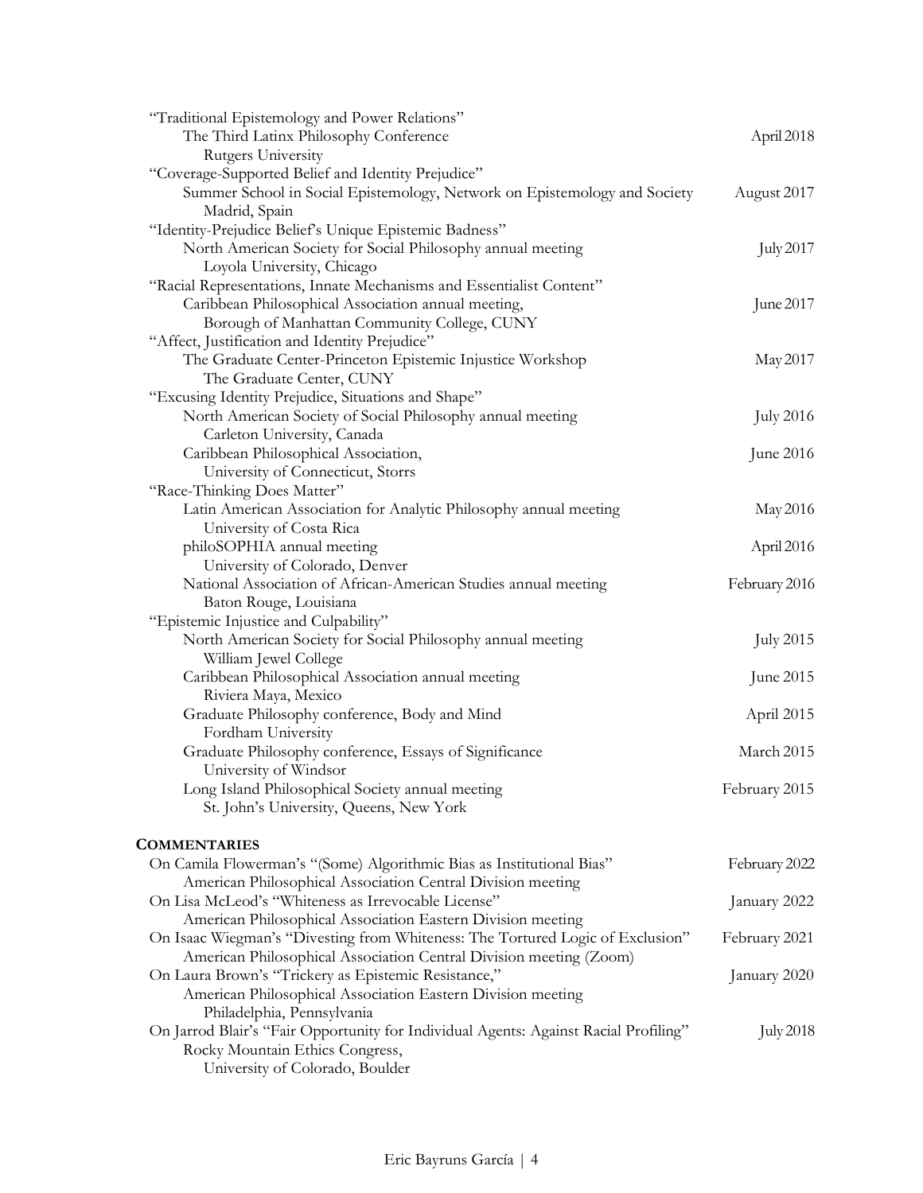"Traditional Epistemology and Power Relations"
  The Third Latinx Philosophy Conference — April 2018
    Rutgers University

"Coverage-Supported Belief and Identity Prejudice"
  Summer School in Social Epistemology, Network on Epistemology and Society — August 2017
    Madrid, Spain

"Identity-Prejudice Belief's Unique Epistemic Badness"
  North American Society for Social Philosophy annual meeting — July 2017
    Loyola University, Chicago

"Racial Representations, Innate Mechanisms and Essentialist Content"
  Caribbean Philosophical Association annual meeting, — June 2017
    Borough of Manhattan Community College, CUNY

"Affect, Justification and Identity Prejudice"
  The Graduate Center-Princeton Epistemic Injustice Workshop — May 2017
    The Graduate Center, CUNY

"Excusing Identity Prejudice, Situations and Shape"
  North American Society of Social Philosophy annual meeting — July 2016
    Carleton University, Canada
  Caribbean Philosophical Association, — June 2016
    University of Connecticut, Storrs

"Race-Thinking Does Matter"
  Latin American Association for Analytic Philosophy annual meeting — May 2016
    University of Costa Rica
  philoSOPHIA annual meeting — April 2016
    University of Colorado, Denver
  National Association of African-American Studies annual meeting — February 2016
    Baton Rouge, Louisiana

"Epistemic Injustice and Culpability"
  North American Society for Social Philosophy annual meeting — July 2015
    William Jewel College
  Caribbean Philosophical Association annual meeting — June 2015
    Riviera Maya, Mexico
  Graduate Philosophy conference, Body and Mind — April 2015
    Fordham University
  Graduate Philosophy conference, Essays of Significance — March 2015
    University of Windsor
  Long Island Philosophical Society annual meeting — February 2015
    St. John's University, Queens, New York

## COMMENTARIES

On Camila Flowerman's "(Some) Algorithmic Bias as Institutional Bias" — February 2022
  American Philosophical Association Central Division meeting

On Lisa McLeod's "Whiteness as Irrevocable License" — January 2022
  American Philosophical Association Eastern Division meeting

On Isaac Wiegman's "Divesting from Whiteness: The Tortured Logic of Exclusion" — February 2021
  American Philosophical Association Central Division meeting (Zoom)

On Laura Brown's "Trickery as Epistemic Resistance," — January 2020
  American Philosophical Association Eastern Division meeting
    Philadelphia, Pennsylvania

On Jarrod Blair's "Fair Opportunity for Individual Agents: Against Racial Profiling" — July 2018
  Rocky Mountain Ethics Congress,
    University of Colorado, Boulder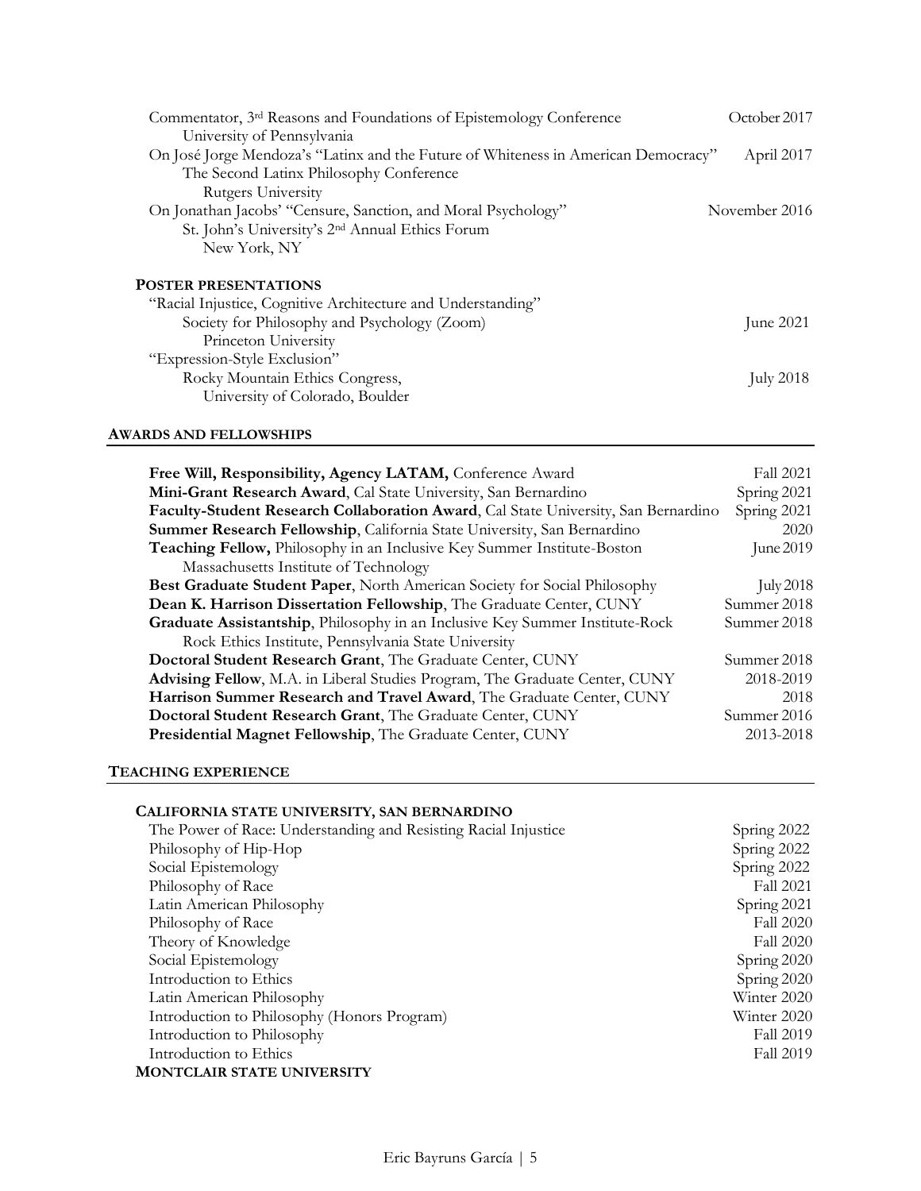Commentator, 3rd Reasons and Foundations of Epistemology Conference — October 2017
University of Pennsylvania

On José Jorge Mendoza's "Latinx and the Future of Whiteness in American Democracy" — April 2017
The Second Latinx Philosophy Conference
Rutgers University

On Jonathan Jacobs' "Censure, Sanction, and Moral Psychology" — November 2016
St. John's University's 2nd Annual Ethics Forum
New York, NY

### POSTER PRESENTATIONS

"Racial Injustice, Cognitive Architecture and Understanding"
Society for Philosophy and Psychology (Zoom) — June 2021
Princeton University

"Expression-Style Exclusion"
Rocky Mountain Ethics Congress, — July 2018
University of Colorado, Boulder

## AWARDS AND FELLOWSHIPS

| | |
|---|---|
| **Free Will, Responsibility, Agency LATAM,** Conference Award | Fall 2021 |
| **Mini-Grant Research Award**, Cal State University, San Bernardino | Spring 2021 |
| **Faculty-Student Research Collaboration Award**, Cal State University, San Bernardino | Spring 2021 |
| **Summer Research Fellowship**, California State University, San Bernardino | 2020 |
| **Teaching Fellow,** Philosophy in an Inclusive Key Summer Institute-Boston Massachusetts Institute of Technology | June 2019 |
| **Best Graduate Student Paper**, North American Society for Social Philosophy | July 2018 |
| **Dean K. Harrison Dissertation Fellowship**, The Graduate Center, CUNY | Summer 2018 |
| **Graduate Assistantship**, Philosophy in an Inclusive Key Summer Institute-Rock Rock Ethics Institute, Pennsylvania State University | Summer 2018 |
| **Doctoral Student Research Grant**, The Graduate Center, CUNY | Summer 2018 |
| **Advising Fellow**, M.A. in Liberal Studies Program, The Graduate Center, CUNY | 2018-2019 |
| **Harrison Summer Research and Travel Award**, The Graduate Center, CUNY | 2018 |
| **Doctoral Student Research Grant**, The Graduate Center, CUNY | Summer 2016 |
| **Presidential Magnet Fellowship**, The Graduate Center, CUNY | 2013-2018 |

## TEACHING EXPERIENCE

### CALIFORNIA STATE UNIVERSITY, SAN BERNARDINO

| | |
|---|---|
| The Power of Race: Understanding and Resisting Racial Injustice | Spring 2022 |
| Philosophy of Hip-Hop | Spring 2022 |
| Social Epistemology | Spring 2022 |
| Philosophy of Race | Fall 2021 |
| Latin American Philosophy | Spring 2021 |
| Philosophy of Race | Fall 2020 |
| Theory of Knowledge | Fall 2020 |
| Social Epistemology | Spring 2020 |
| Introduction to Ethics | Spring 2020 |
| Latin American Philosophy | Winter 2020 |
| Introduction to Philosophy (Honors Program) | Winter 2020 |
| Introduction to Philosophy | Fall 2019 |
| Introduction to Ethics | Fall 2019 |

### MONTCLAIR STATE UNIVERSITY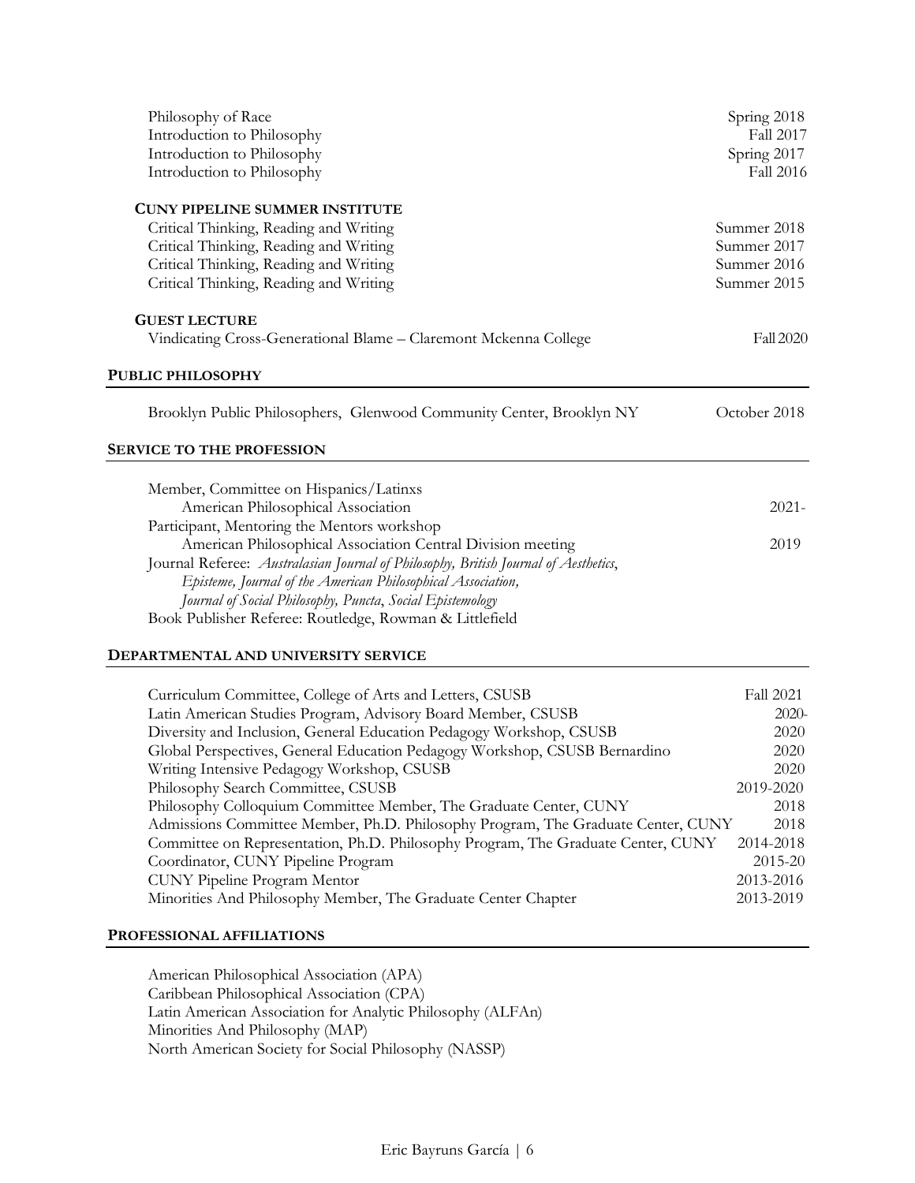Philosophy of Race — Spring 2018
Introduction to Philosophy — Fall 2017
Introduction to Philosophy — Spring 2017
Introduction to Philosophy — Fall 2016

**CUNY PIPELINE SUMMER INSTITUTE**

Critical Thinking, Reading and Writing — Summer 2018
Critical Thinking, Reading and Writing — Summer 2017
Critical Thinking, Reading and Writing — Summer 2016
Critical Thinking, Reading and Writing — Summer 2015

**GUEST LECTURE**

Vindicating Cross-Generational Blame – Claremont Mckenna College — Fall 2020

## PUBLIC PHILOSOPHY

Brooklyn Public Philosophers, Glenwood Community Center, Brooklyn NY — October 2018

## SERVICE TO THE PROFESSION

Member, Committee on Hispanics/Latinxs
American Philosophical Association — 2021-

Participant, Mentoring the Mentors workshop
American Philosophical Association Central Division meeting — 2019

Journal Referee: *Australasian Journal of Philosophy, British Journal of Aesthetics, Episteme, Journal of the American Philosophical Association, Journal of Social Philosophy, Puncta*, *Social Epistemology*

Book Publisher Referee: Routledge, Rowman & Littlefield

## DEPARTMENTAL AND UNIVERSITY SERVICE

Curriculum Committee, College of Arts and Letters, CSUSB — Fall 2021
Latin American Studies Program, Advisory Board Member, CSUSB — 2020-
Diversity and Inclusion, General Education Pedagogy Workshop, CSUSB — 2020
Global Perspectives, General Education Pedagogy Workshop, CSUSB Bernardino — 2020
Writing Intensive Pedagogy Workshop, CSUSB — 2020
Philosophy Search Committee, CSUSB — 2019-2020
Philosophy Colloquium Committee Member, The Graduate Center, CUNY — 2018
Admissions Committee Member, Ph.D. Philosophy Program, The Graduate Center, CUNY — 2018
Committee on Representation, Ph.D. Philosophy Program, The Graduate Center, CUNY — 2014-2018
Coordinator, CUNY Pipeline Program — 2015-20
CUNY Pipeline Program Mentor — 2013-2016
Minorities And Philosophy Member, The Graduate Center Chapter — 2013-2019

## PROFESSIONAL AFFILIATIONS

American Philosophical Association (APA)
Caribbean Philosophical Association (CPA)
Latin American Association for Analytic Philosophy (ALFAn)
Minorities And Philosophy (MAP)
North American Society for Social Philosophy (NASSP)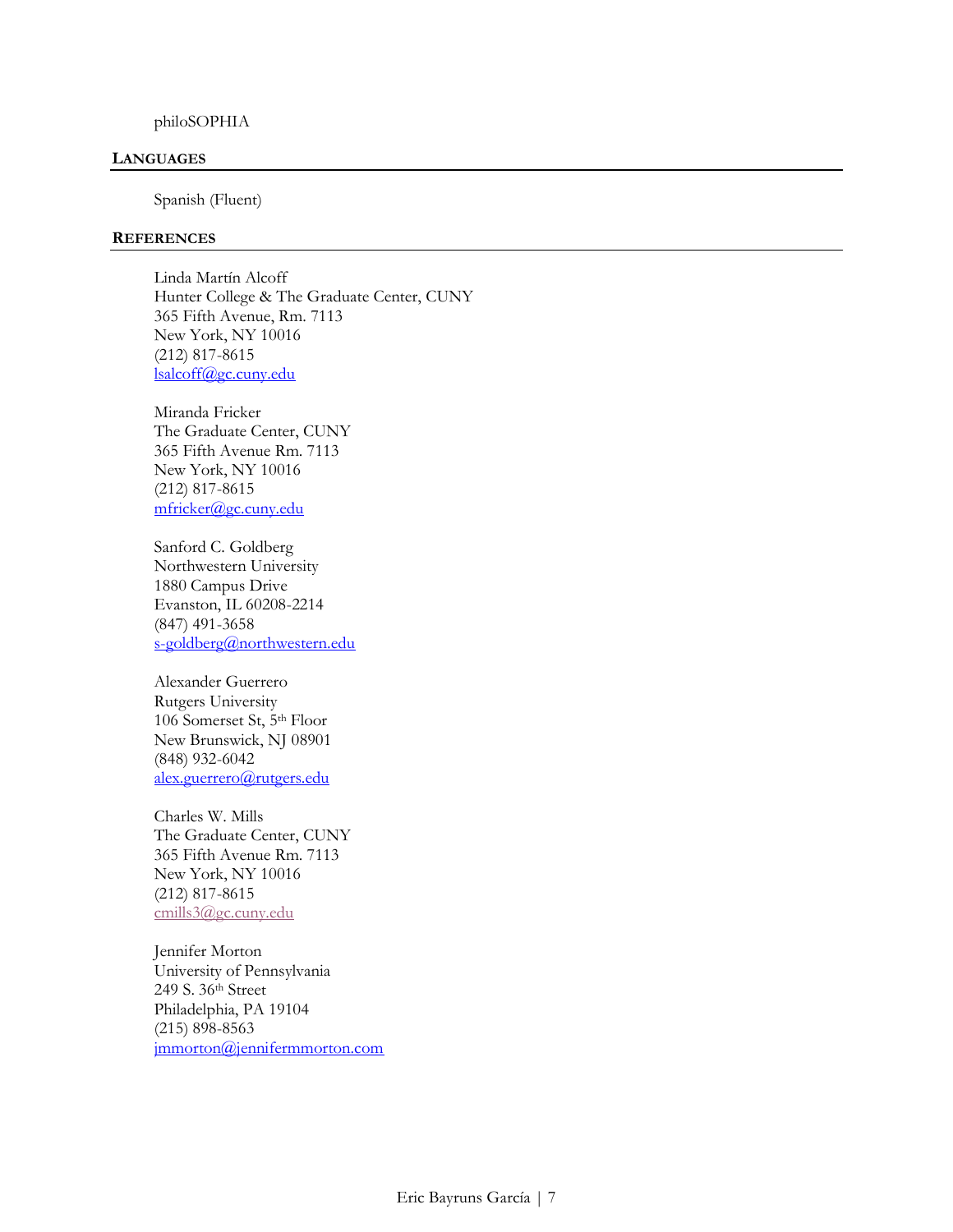philoSOPHIA

## LANGUAGES

Spanish (Fluent)

## REFERENCES

Linda Martín Alcoff
Hunter College & The Graduate Center, CUNY
365 Fifth Avenue, Rm. 7113
New York, NY 10016
(212) 817-8615
lsalcoff@gc.cuny.edu

Miranda Fricker
The Graduate Center, CUNY
365 Fifth Avenue Rm. 7113
New York, NY 10016
(212) 817-8615
mfricker@gc.cuny.edu

Sanford C. Goldberg
Northwestern University
1880 Campus Drive
Evanston, IL 60208-2214
(847) 491-3658
s-goldberg@northwestern.edu

Alexander Guerrero
Rutgers University
106 Somerset St, 5th Floor
New Brunswick, NJ 08901
(848) 932-6042
alex.guerrero@rutgers.edu

Charles W. Mills
The Graduate Center, CUNY
365 Fifth Avenue Rm. 7113
New York, NY 10016
(212) 817-8615
cmills3@gc.cuny.edu

Jennifer Morton
University of Pennsylvania
249 S. 36th Street
Philadelphia, PA 19104
(215) 898-8563
jmmorton@jennifermmorton.com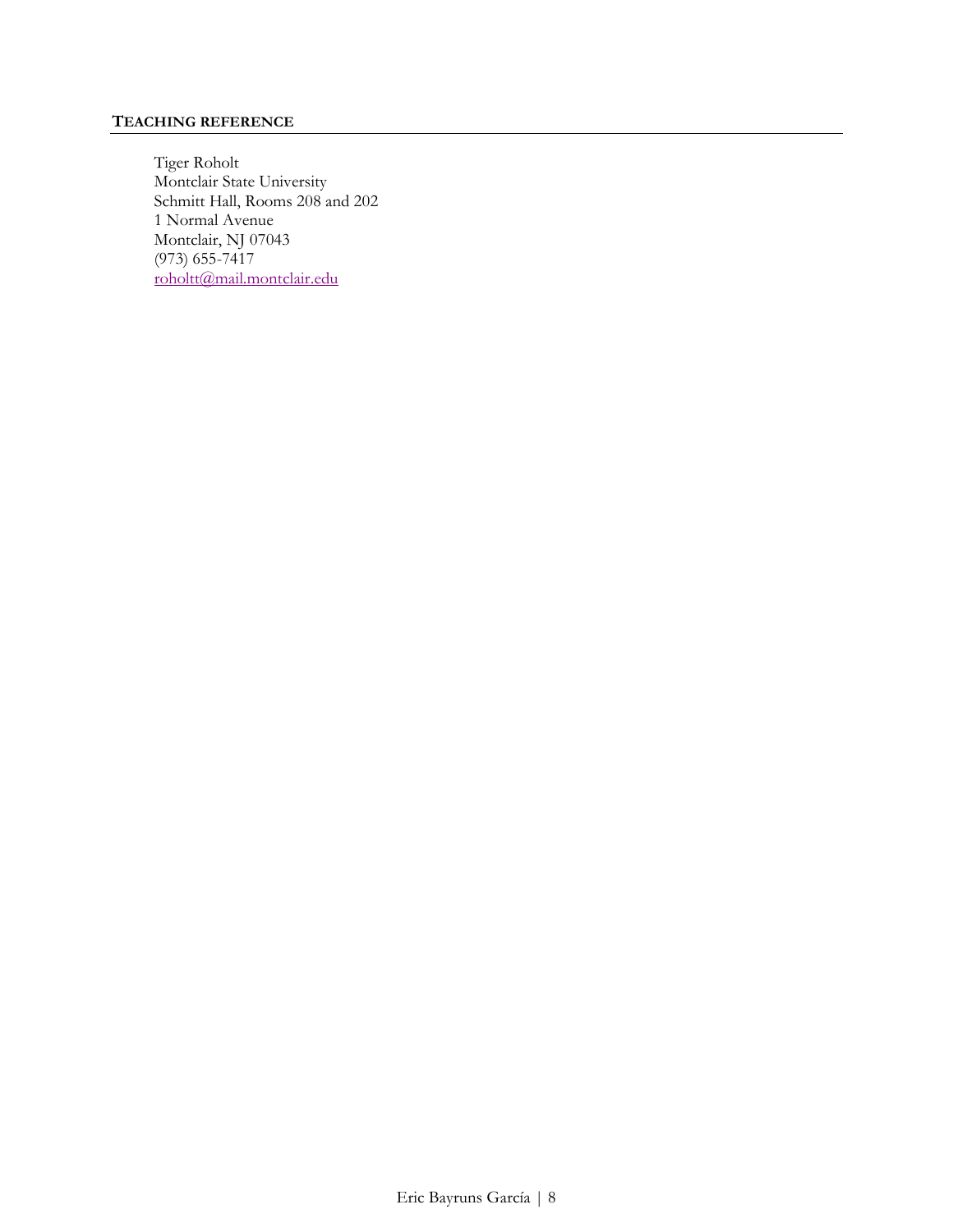## TEACHING REFERENCE

Tiger Roholt
Montclair State University
Schmitt Hall, Rooms 208 and 202
1 Normal Avenue
Montclair, NJ 07043
(973) 655-7417
roholtt@mail.montclair.edu